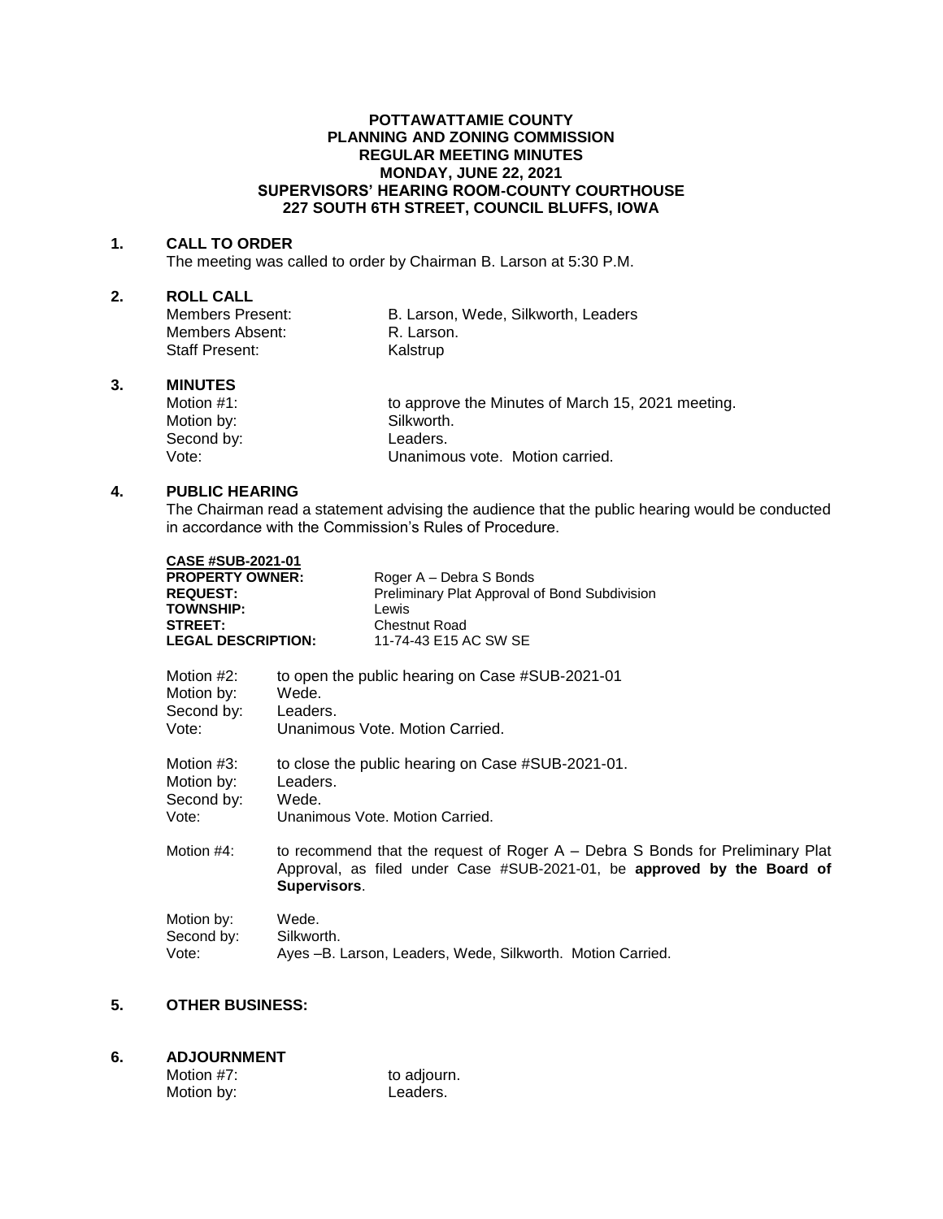**POTTAWATTAMIE COUNTY**
**PLANNING AND ZONING COMMISSION**
**REGULAR MEETING MINUTES**
**MONDAY, JUNE 22, 2021**
**SUPERVISORS' HEARING ROOM-COUNTY COURTHOUSE**
**227 SOUTH 6TH STREET, COUNCIL BLUFFS, IOWA**

**1. CALL TO ORDER**

The meeting was called to order by Chairman B. Larson at 5:30 P.M.

**2. ROLL CALL**

| | |
|---|---|
| Members Present: | B. Larson, Wede, Silkworth, Leaders |
| Members Absent: | R. Larson. |
| Staff Present: | Kalstrup |

**3. MINUTES**

| | |
|---|---|
| Motion #1: | to approve the Minutes of March 15, 2021 meeting. |
| Motion by: | Silkworth. |
| Second by: | Leaders. |
| Vote: | Unanimous vote. Motion carried. |

**4. PUBLIC HEARING**

The Chairman read a statement advising the audience that the public hearing would be conducted in accordance with the Commission's Rules of Procedure.

**CASE #SUB-2021-01**

| | |
|---|---|
| **PROPERTY OWNER:** | Roger A – Debra S Bonds |
| **REQUEST:** | Preliminary Plat Approval of Bond Subdivision |
| **TOWNSHIP:** | Lewis |
| **STREET:** | Chestnut Road |
| **LEGAL DESCRIPTION:** | 11-74-43 E15 AC SW SE |

| | |
|---|---|
| Motion #2: | to open the public hearing on Case #SUB-2021-01 |
| Motion by: | Wede. |
| Second by: | Leaders. |
| Vote: | Unanimous Vote. Motion Carried. |

| | |
|---|---|
| Motion #3: | to close the public hearing on Case #SUB-2021-01. |
| Motion by: | Leaders. |
| Second by: | Wede. |
| Vote: | Unanimous Vote. Motion Carried. |

Motion #4: to recommend that the request of Roger A – Debra S Bonds for Preliminary Plat Approval, as filed under Case #SUB-2021-01, be **approved by the Board of Supervisors**.

| | |
|---|---|
| Motion by: | Wede. |
| Second by: | Silkworth. |
| Vote: | Ayes –B. Larson, Leaders, Wede, Silkworth. Motion Carried. |

**5. OTHER BUSINESS:**

**6. ADJOURNMENT**

| | |
|---|---|
| Motion #7: | to adjourn. |
| Motion by: | Leaders. |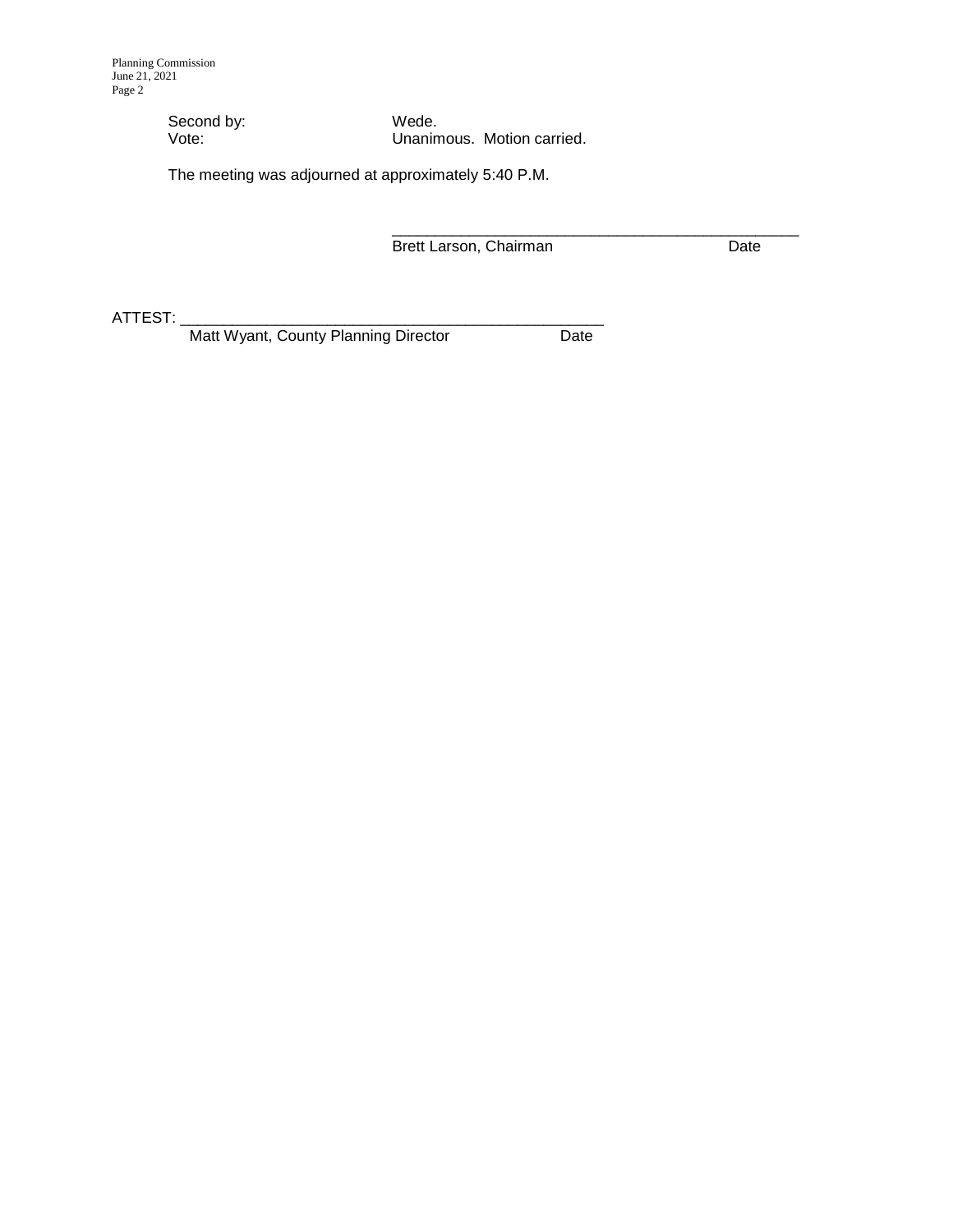Second by: Wede.
Vote: Unanimous. Motion carried.

The meeting was adjourned at approximately 5:40 P.M.

\_\_\_\_\_\_\_\_\_\_\_\_\_\_\_\_\_\_\_\_\_\_\_\_\_\_\_\_\_\_\_\_\_\_\_\_\_\_\_\_\_\_\_\_
Brett Larson, Chairman Date

ATTEST: \_\_\_\_\_\_\_\_\_\_\_\_\_\_\_\_\_\_\_\_\_\_\_\_\_\_\_\_\_\_\_\_\_\_\_\_\_\_\_\_\_\_\_\_
Matt Wyant, County Planning Director Date